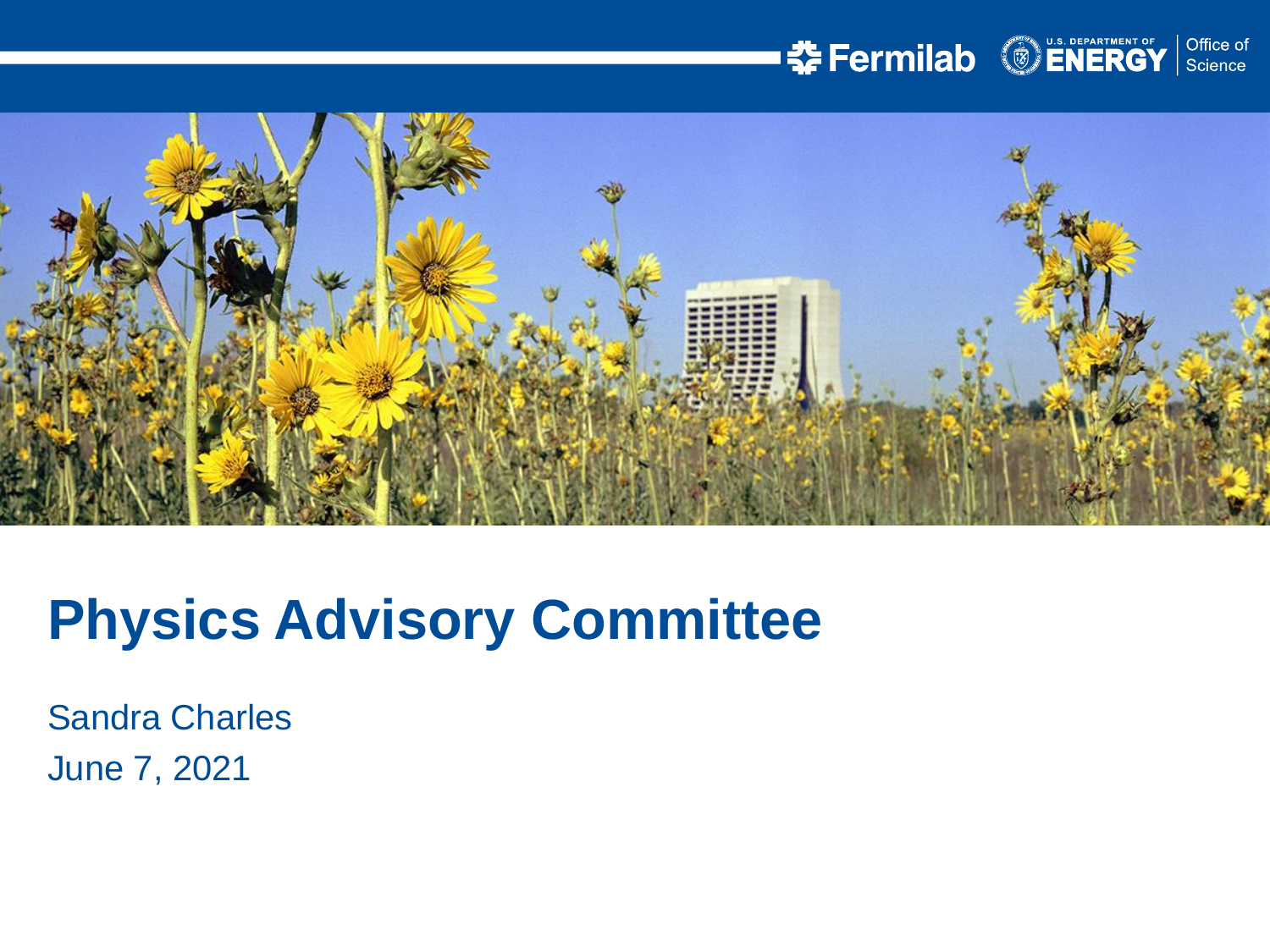# Physics Advisory Committee

Sandra Charles

June 7, 2021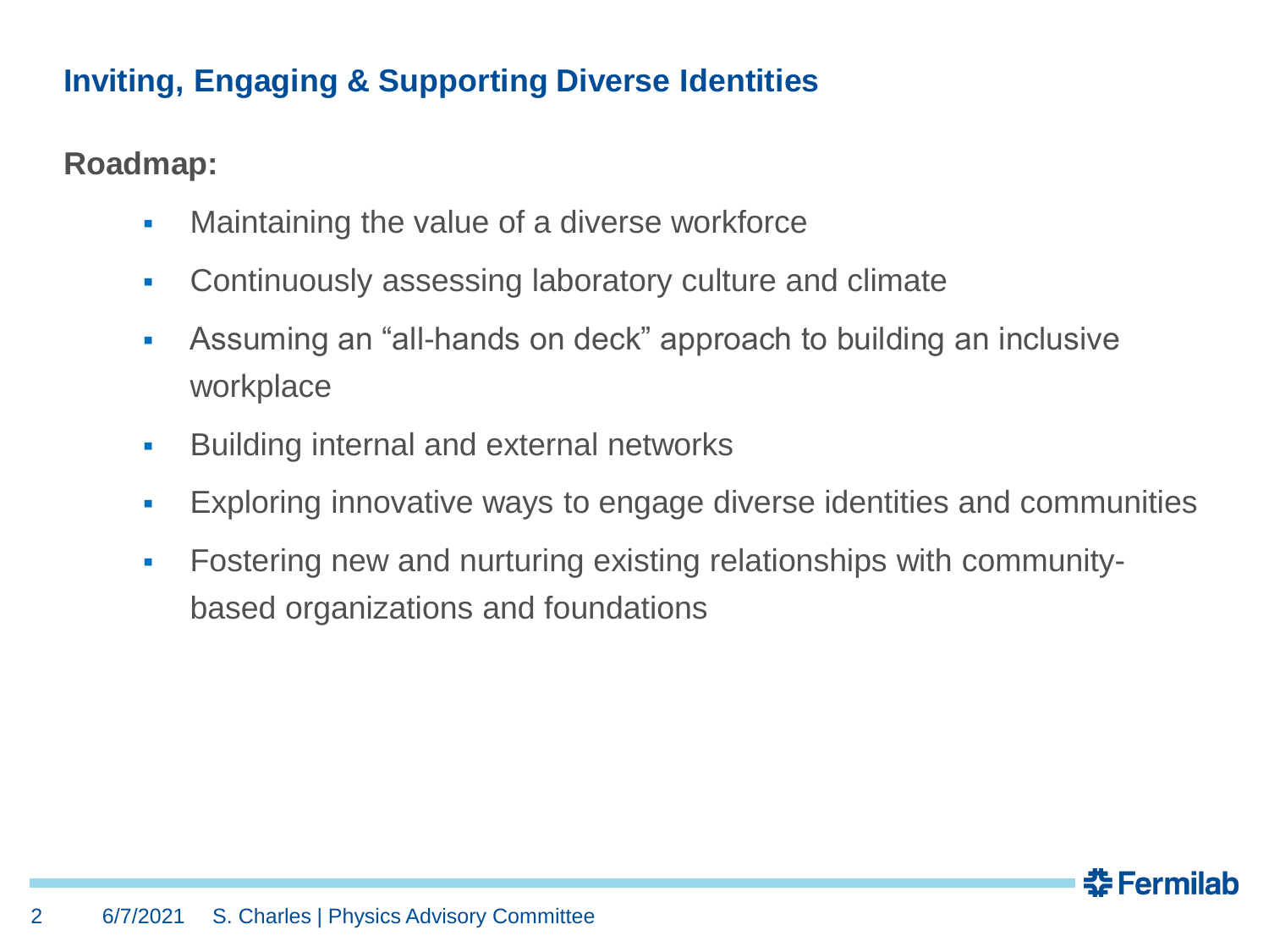## Inviting, Engaging & Supporting Diverse Identities

**Roadmap:**

- Maintaining the value of a diverse workforce
- Continuously assessing laboratory culture and climate
- Assuming an “all-hands on deck” approach to building an inclusive workplace
- Building internal and external networks
- Exploring innovative ways to engage diverse identities and communities
- Fostering new and nurturing existing relationships with community-based organizations and foundations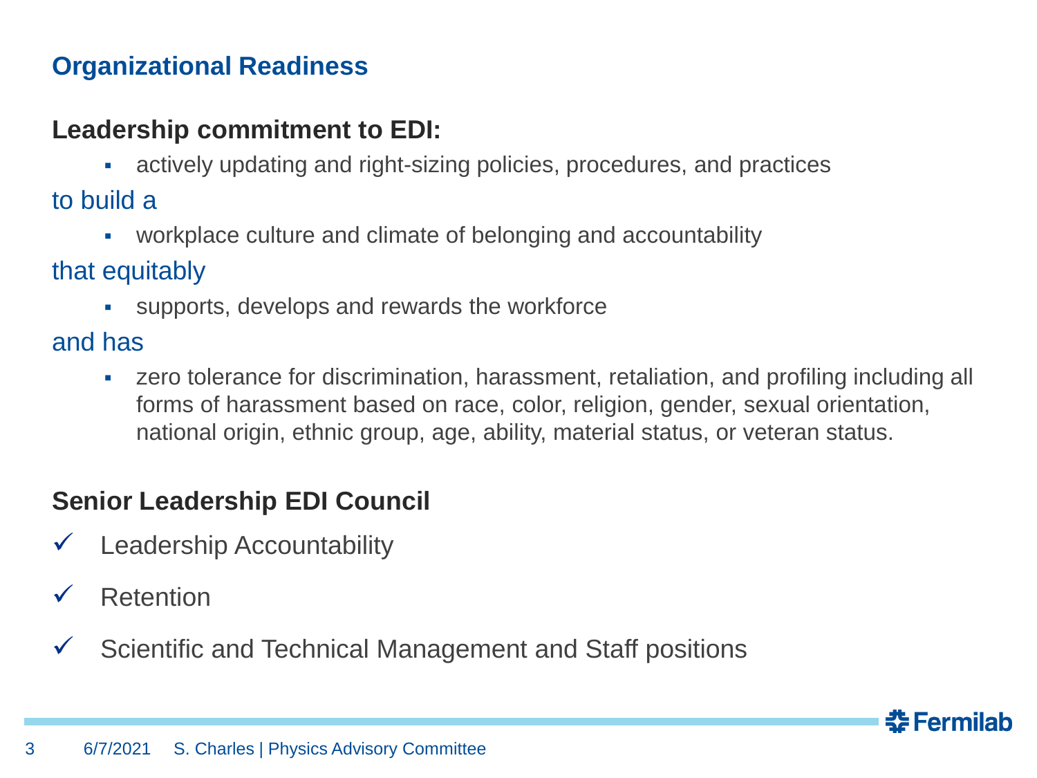## Organizational Readiness

**Leadership commitment to EDI:**

- actively updating and right-sizing policies, procedures, and practices

to build a

- workplace culture and climate of belonging and accountability

that equitably

- supports, develops and rewards the workforce

and has

- zero tolerance for discrimination, harassment, retaliation, and profiling including all forms of harassment based on race, color, religion, gender, sexual orientation, national origin, ethnic group, age, ability, material status, or veteran status.

**Senior Leadership EDI Council**

- ✓ Leadership Accountability
- ✓ Retention
- ✓ Scientific and Technical Management and Staff positions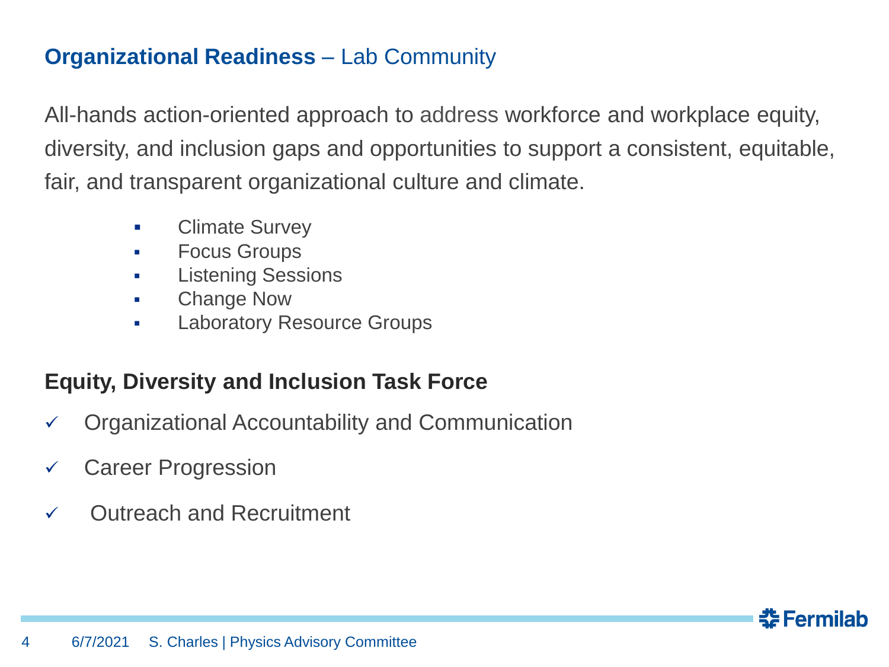## **Organizational Readiness** – Lab Community

All-hands action-oriented approach to address workforce and workplace equity, diversity, and inclusion gaps and opportunities to support a consistent, equitable, fair, and transparent organizational culture and climate.

- Climate Survey
- Focus Groups
- Listening Sessions
- Change Now
- Laboratory Resource Groups

### Equity, Diversity and Inclusion Task Force

- ✓ Organizational Accountability and Communication
- ✓ Career Progression
- ✓ Outreach and Recruitment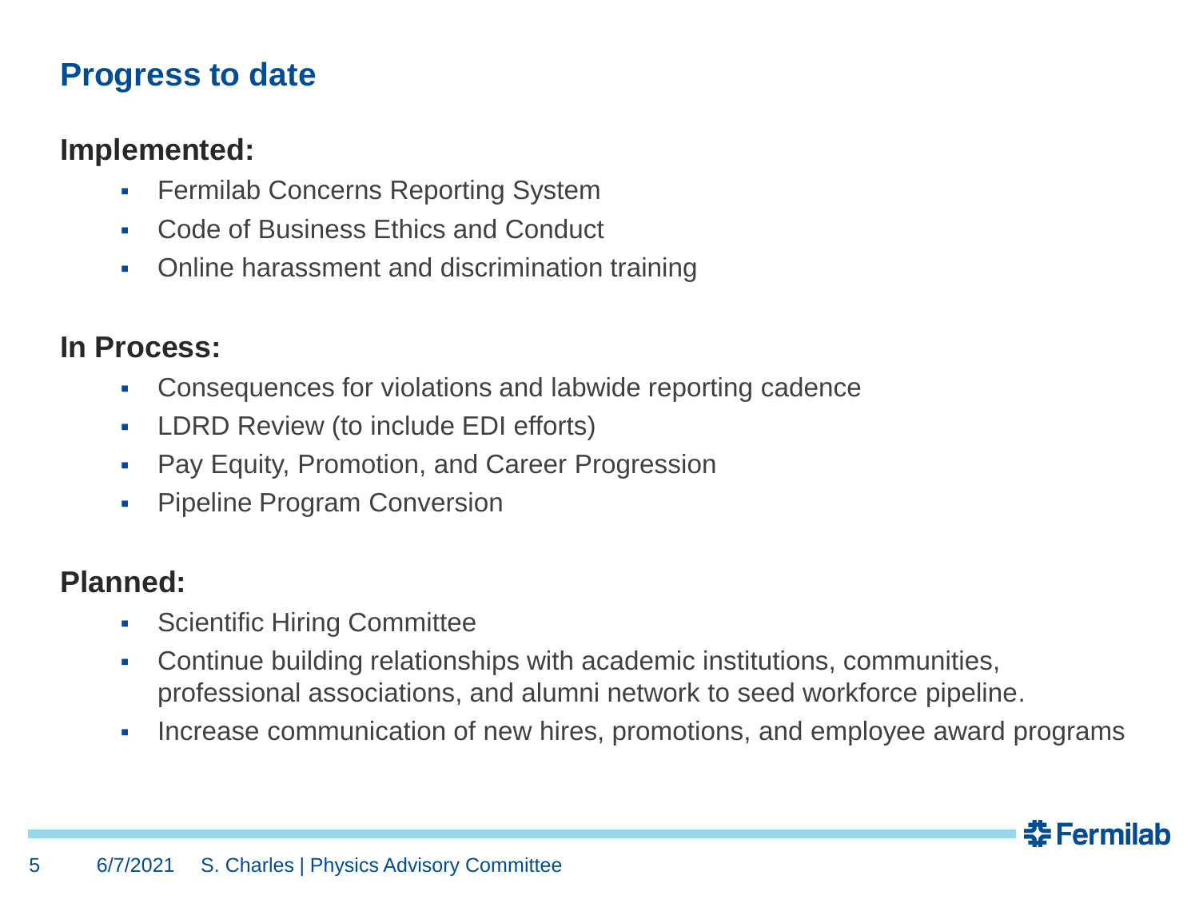## Progress to date

### Implemented:

- Fermilab Concerns Reporting System
- Code of Business Ethics and Conduct
- Online harassment and discrimination training

### In Process:

- Consequences for violations and labwide reporting cadence
- LDRD Review (to include EDI efforts)
- Pay Equity, Promotion, and Career Progression
- Pipeline Program Conversion

### Planned:

- Scientific Hiring Committee
- Continue building relationships with academic institutions, communities, professional associations, and alumni network to seed workforce pipeline.
- Increase communication of new hires, promotions, and employee award programs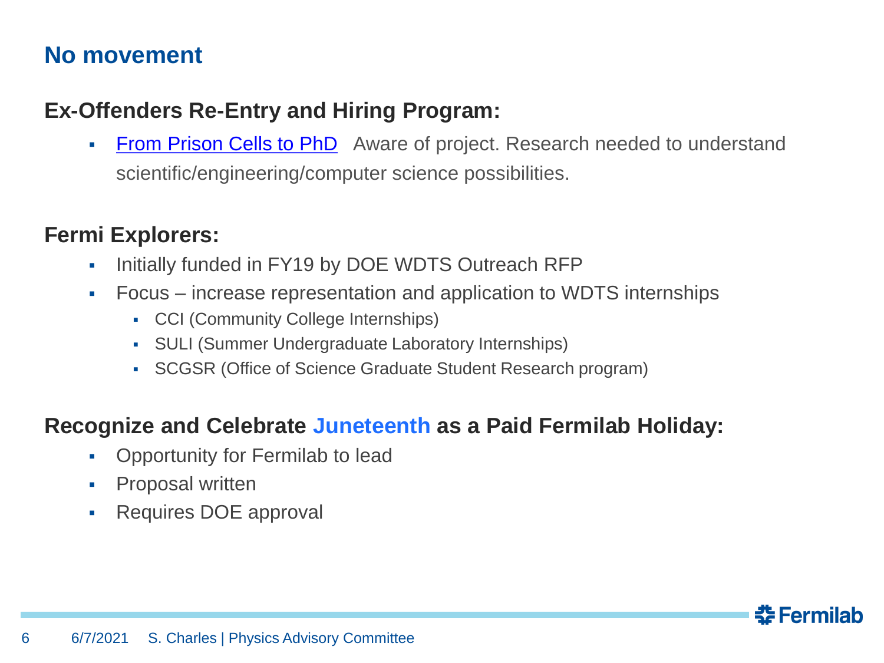## No movement

### Ex-Offenders Re-Entry and Hiring Program:

- From Prison Cells to PhD   Aware of project. Research needed to understand scientific/engineering/computer science possibilities.

### Fermi Explorers:

- Initially funded in FY19 by DOE WDTS Outreach RFP
- Focus – increase representation and application to WDTS internships
  - CCI (Community College Internships)
  - SULI (Summer Undergraduate Laboratory Internships)
  - SCGSR (Office of Science Graduate Student Research program)

### Recognize and Celebrate Juneteenth as a Paid Fermilab Holiday:

- Opportunity for Fermilab to lead
- Proposal written
- Requires DOE approval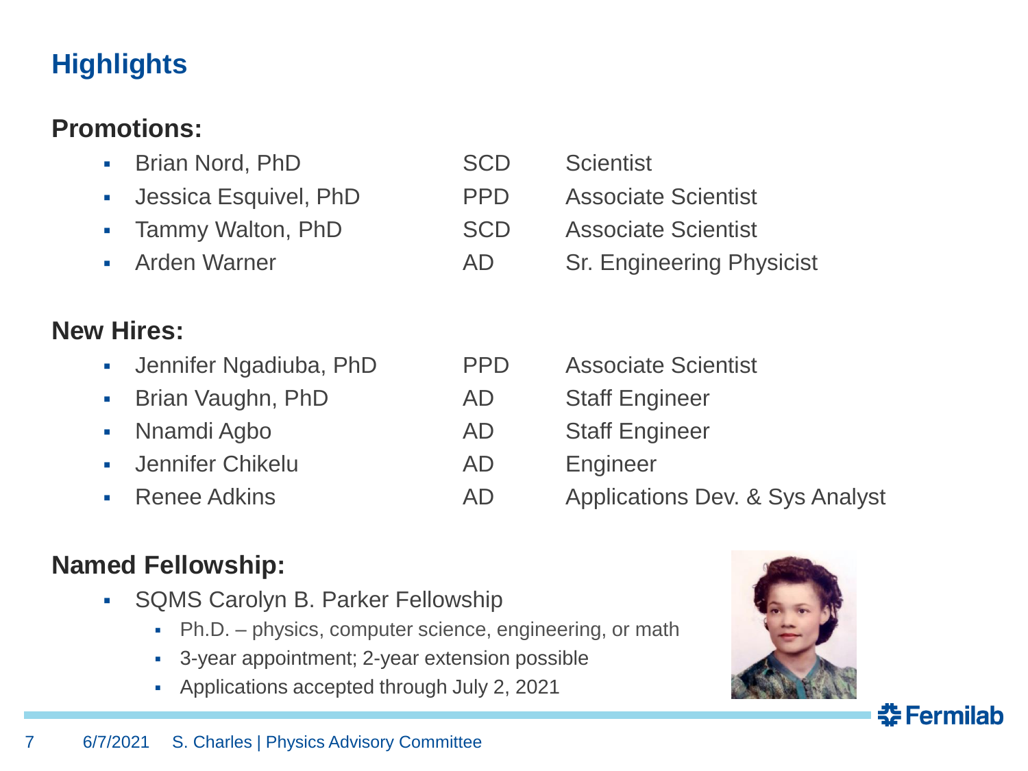# Highlights

## Promotions:

| | | |
|---|---|---|
| Brian Nord, PhD | SCD | Scientist |
| Jessica Esquivel, PhD | PPD | Associate Scientist |
| Tammy Walton, PhD | SCD | Associate Scientist |
| Arden Warner | AD | Sr. Engineering Physicist |

## New Hires:

| | | |
|---|---|---|
| Jennifer Ngadiuba, PhD | PPD | Associate Scientist |
| Brian Vaughn, PhD | AD | Staff Engineer |
| Nnamdi Agbo | AD | Staff Engineer |
| Jennifer Chikelu | AD | Engineer |
| Renee Adkins | AD | Applications Dev. & Sys Analyst |

## Named Fellowship:

- SQMS Carolyn B. Parker Fellowship
  - Ph.D. – physics, computer science, engineering, or math
  - 3-year appointment; 2-year extension possible
  - Applications accepted through July 2, 2021